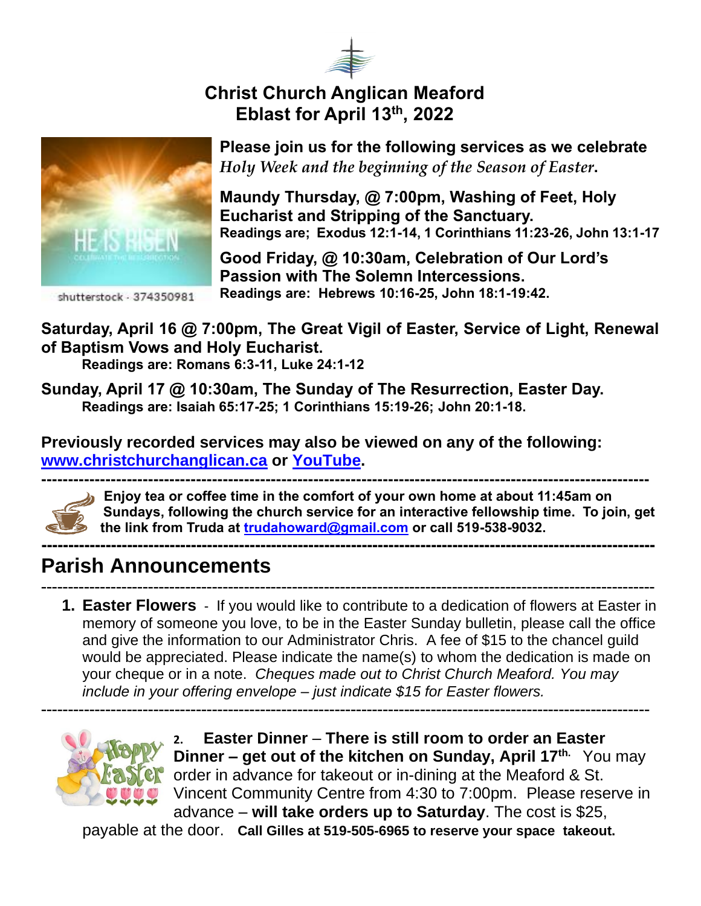# Christ Church Anglican Meaford
## Eblast for April 13th, 2022

**Please join us for the following services as we celebrate** ***Holy Week and the beginning of the Season of Easter*****.**

**Maundy Thursday, @ 7:00pm, Washing of Feet, Holy Eucharist and Stripping of the Sanctuary.**
**Readings are; Exodus 12:1-14, 1 Corinthians 11:23-26, John 13:1-17**

**Good Friday, @ 10:30am, Celebration of Our Lord's Passion with The Solemn Intercessions.**
**Readings are: Hebrews 10:16-25, John 18:1-19:42.**

**Saturday, April 16 @ 7:00pm, The Great Vigil of Easter, Service of Light, Renewal of Baptism Vows and Holy Eucharist.**
**Readings are: Romans 6:3-11, Luke 24:1-12**

**Sunday, April 17 @ 10:30am, The Sunday of The Resurrection, Easter Day.**
**Readings are: Isaiah 65:17-25; 1 Corinthians 15:19-26; John 20:1-18.**

**Previously recorded services may also be viewed on any of the following: [www.christchurchanglican.ca](www.christchurchanglican.ca) or [YouTube](YouTube).**

---

**Enjoy tea or coffee time in the comfort of your own home at about 11:45am on Sundays, following the church service for an interactive fellowship time. To join, get the link from Truda at [trudahoward@gmail.com](mailto:trudahoward@gmail.com) or call 519-538-9032.**

---

# Parish Announcements

---

1. **Easter Flowers** - If you would like to contribute to a dedication of flowers at Easter in memory of someone you love, to be in the Easter Sunday bulletin, please call the office and give the information to our Administrator Chris. A fee of $15 to the chancel guild would be appreciated. Please indicate the name(s) to whom the dedication is made on your cheque or in a note. *Cheques made out to Christ Church Meaford. You may include in your offering envelope – just indicate $15 for Easter flowers.*

---

2. **Easter Dinner** – **There is still room to order an Easter Dinner – get out of the kitchen on Sunday, April 17th.** You may order in advance for takeout or in-dining at the Meaford & St. Vincent Community Centre from 4:30 to 7:00pm. Please reserve in advance – **will take orders up to Saturday**. The cost is $25, payable at the door. **Call Gilles at 519-505-6965 to reserve your space takeout.**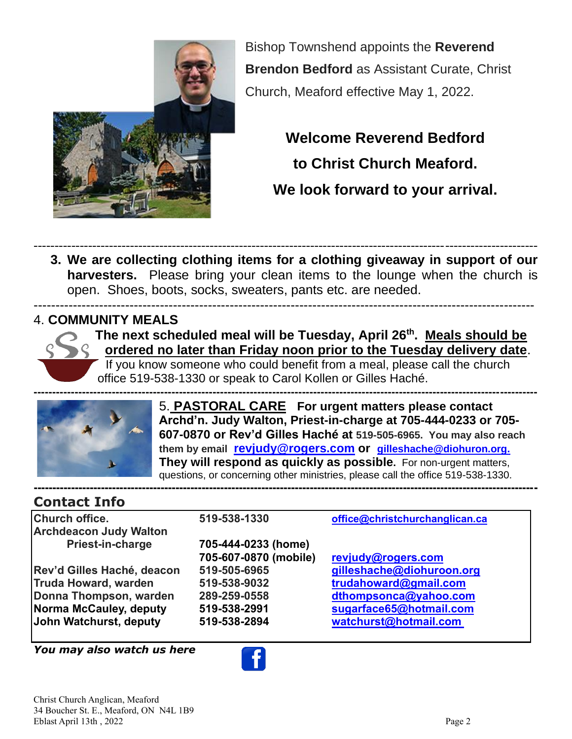Bishop Townshend appoints the **Reverend Brendon Bedford** as Assistant Curate, Christ Church, Meaford effective May 1, 2022.

**Welcome Reverend Bedford**

**to Christ Church Meaford.**

**We look forward to your arrival.**

---

3. **We are collecting clothing items for a clothing giveaway in support of our harvesters.** Please bring your clean items to the lounge when the church is open. Shoes, boots, socks, sweaters, pants etc. are needed.

---

4. **COMMUNITY MEALS**

**The next scheduled meal will be Tuesday, April 26th. Meals should be ordered no later than Friday noon prior to the Tuesday delivery date**. If you know someone who could benefit from a meal, please call the church office 519-538-1330 or speak to Carol Kollen or Gilles Haché.

---

5. **PASTORAL CARE** **For urgent matters please contact Archd'n. Judy Walton, Priest-in-charge at 705-444-0233 or 705-607-0870 or Rev'd Gilles Haché at 519-505-6965. You may also reach them by email revjudy@rogers.com or gilleshache@diohuron.org. They will respond as quickly as possible.** For non-urgent matters, questions, or concerning other ministries, please call the office 519-538-1330.

---

## Contact Info

| | | |
|---|---|---|
| **Church office.** | **519-538-1330** | office@christchurchanglican.ca |
| **Archdeacon Judy Walton Priest-in-charge** | **705-444-0233 (home) 705-607-0870 (mobile)** | revjudy@rogers.com |
| **Rev'd Gilles Haché, deacon** | **519-505-6965** | gilleshache@diohuroon.org |
| **Truda Howard, warden** | **519-538-9032** | trudahoward@gmail.com |
| **Donna Thompson, warden** | **289-259-0558** | dthompsonca@yahoo.com |
| **Norma McCauley, deputy** | **519-538-2991** | sugarface65@hotmail.com |
| **John Watchurst, deputy** | **519-538-2894** | watchurst@hotmail.com |

***You may also watch us here***

Christ Church Anglican, Meaford
34 Boucher St. E., Meaford, ON N4L 1B9
Eblast April 13th , 2022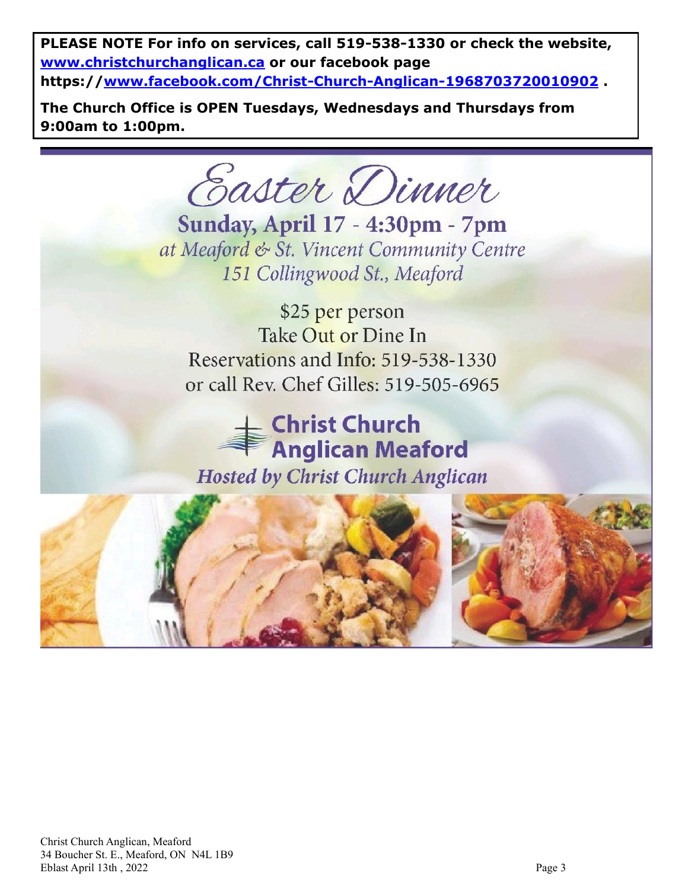**PLEASE NOTE For info on services, call 519-538-1330 or check the website, [www.christchurchanglican.ca](http://www.christchurchanglican.ca) or our facebook page https://[www.facebook.com/Christ-Church-Anglican-1968703720010902](https://www.facebook.com/Christ-Church-Anglican-1968703720010902) .**

**The Church Office is OPEN Tuesdays, Wednesdays and Thursdays from 9:00am to 1:00pm.**

# Easter Dinner

## Sunday, April 17 - 4:30pm - 7pm

*at Meaford & St. Vincent Community Centre*
*151 Collingwood St., Meaford*

$25 per person
Take Out or Dine In
Reservations and Info: 519-538-1330
or call Rev. Chef Gilles: 519-505-6965

**Christ Church Anglican Meaford**

***Hosted by Christ Church Anglican***

Christ Church Anglican, Meaford
34 Boucher St. E., Meaford, ON N4L 1B9
Eblast April 13th , 2022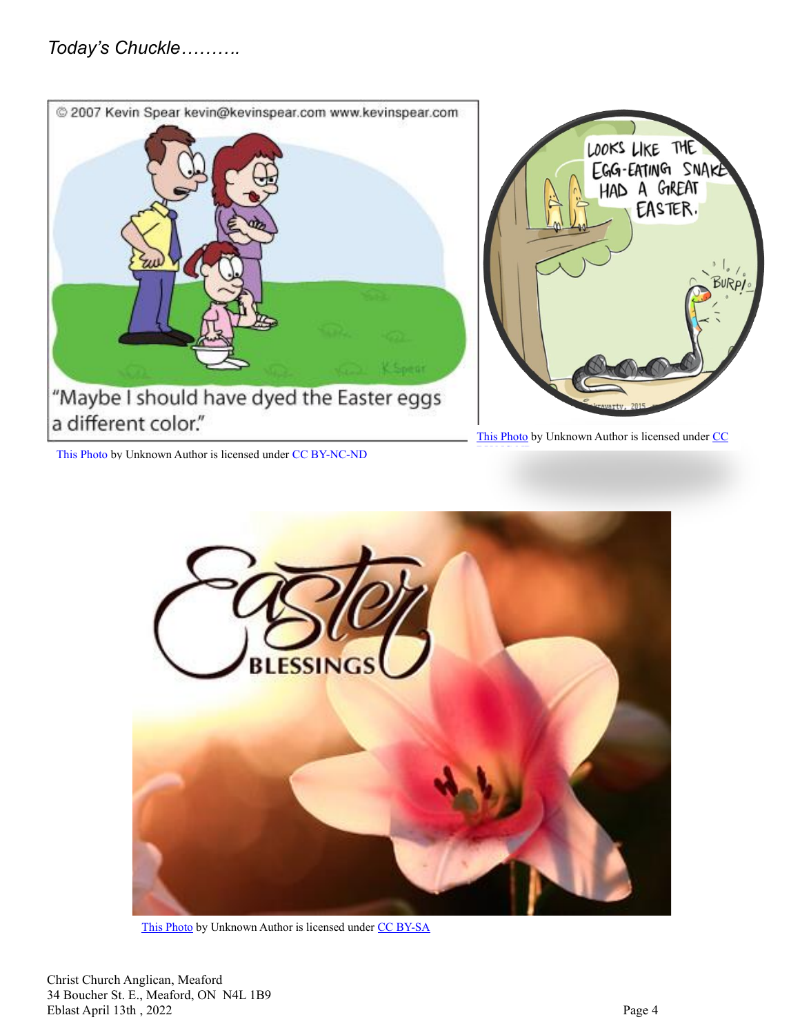*Today's Chuckle……….*

This Photo by Unknown Author is licensed under CC BY-NC-ND

This Photo by Unknown Author is licensed under CC

This Photo by Unknown Author is licensed under CC BY-SA

Christ Church Anglican, Meaford
34 Boucher St. E., Meaford, ON N4L 1B9
Eblast April 13th , 2022